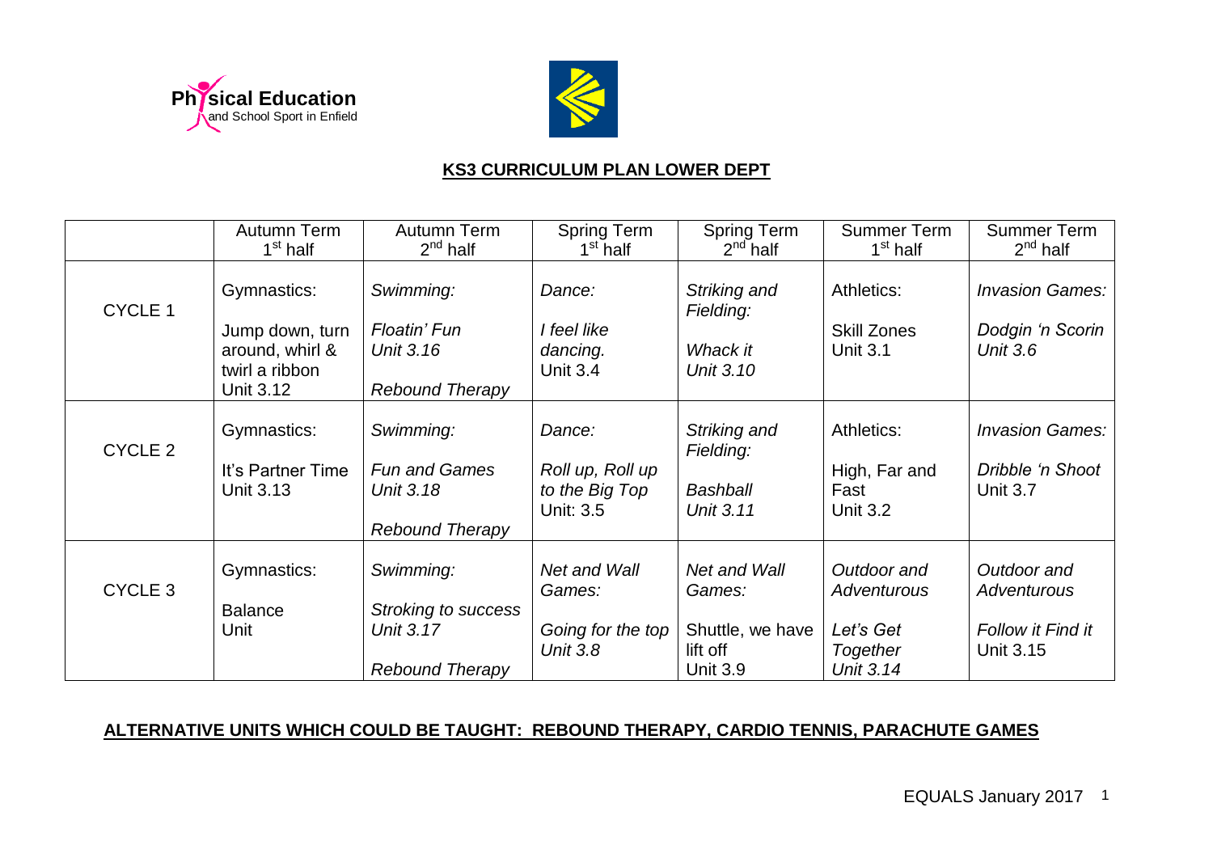Physical Education and School Sport in Enfield

**KS3 CURRICULUM PLAN LOWER DEPT**

| | Autumn Term 1st half | Autumn Term 2nd half | Spring Term 1st half | Spring Term 2nd half | Summer Term 1st half | Summer Term 2nd half |
|---|---|---|---|---|---|---|
| CYCLE 1 | Gymnastics: Jump down, turn around, whirl & twirl a ribbon Unit 3.12 | *Swimming:* *Floatin' Fun* *Unit 3.16* *Rebound Therapy* | *Dance:* *I feel like dancing.* Unit 3.4 | *Striking and Fielding:* *Whack it* *Unit 3.10* | Athletics: Skill Zones Unit 3.1 | *Invasion Games:* *Dodgin 'n Scorin* *Unit 3.6* |
| CYCLE 2 | Gymnastics: It's Partner Time Unit 3.13 | *Swimming:* *Fun and Games* *Unit 3.18* *Rebound Therapy* | *Dance:* *Roll up, Roll up to the Big Top* Unit: 3.5 | *Striking and Fielding:* *Bashball* *Unit 3.11* | Athletics: High, Far and Fast Unit 3.2 | *Invasion Games:* *Dribble 'n Shoot* Unit 3.7 |
| CYCLE 3 | Gymnastics: Balance Unit | *Swimming:* *Stroking to success* *Unit 3.17* *Rebound Therapy* | *Net and Wall Games:* *Going for the top* *Unit 3.8* | *Net and Wall Games:* Shuttle, we have lift off Unit 3.9 | *Outdoor and Adventurous* *Let's Get Together* *Unit 3.14* | *Outdoor and Adventurous* *Follow it Find it* Unit 3.15 |

**ALTERNATIVE UNITS WHICH COULD BE TAUGHT: REBOUND THERAPY, CARDIO TENNIS, PARACHUTE GAMES**

EQUALS January 2017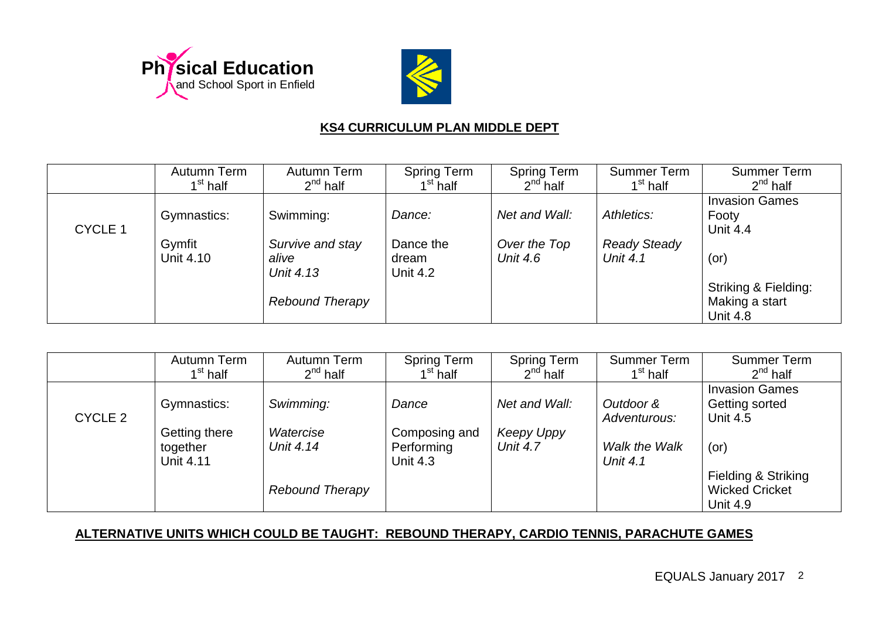Physical Education and School Sport in Enfield

## KS4 CURRICULUM PLAN MIDDLE DEPT

| | Autumn Term 1st half | Autumn Term 2nd half | Spring Term 1st half | Spring Term 2nd half | Summer Term 1st half | Summer Term 2nd half |
|---|---|---|---|---|---|---|
| CYCLE 1 | Gymnastics:<br><br>Gymfit<br>Unit 4.10 | Swimming:<br><br>*Survive and stay alive*<br>*Unit 4.13*<br><br>*Rebound Therapy* | *Dance:*<br><br>Dance the dream<br>Unit 4.2 | *Net and Wall:*<br><br>*Over the Top*<br>*Unit 4.6* | *Athletics:*<br><br>*Ready Steady*<br>*Unit 4.1* | Invasion Games<br>Footy<br>Unit 4.4<br><br>(or)<br><br>Striking & Fielding:<br>Making a start<br>Unit 4.8 |

| | Autumn Term 1st half | Autumn Term 2nd half | Spring Term 1st half | Spring Term 2nd half | Summer Term 1st half | Summer Term 2nd half |
|---|---|---|---|---|---|---|
| CYCLE 2 | Gymnastics:<br><br>Getting there together<br>Unit 4.11 | *Swimming:*<br><br>*Watercise*<br>*Unit 4.14*<br><br>*Rebound Therapy* | *Dance*<br><br>Composing and Performing<br>Unit 4.3 | *Net and Wall:*<br><br>*Keepy Uppy*<br>*Unit 4.7* | *Outdoor & Adventurous:*<br><br>*Walk the Walk*<br>*Unit 4.1* | Invasion Games<br>Getting sorted<br>Unit 4.5<br><br>(or)<br><br>Fielding & Striking<br>Wicked Cricket<br>Unit 4.9 |

**ALTERNATIVE UNITS WHICH COULD BE TAUGHT: REBOUND THERAPY, CARDIO TENNIS, PARACHUTE GAMES**

EQUALS January 2017